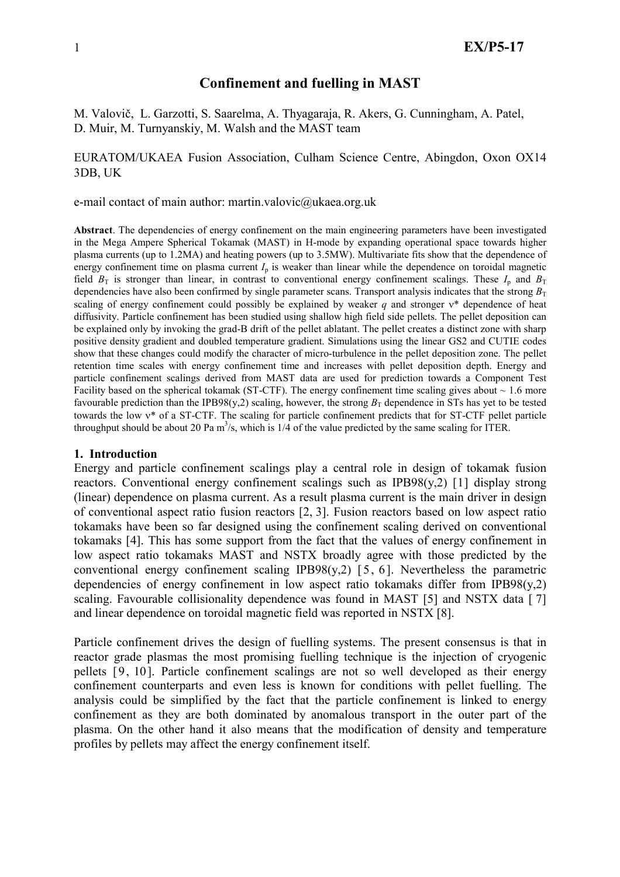# Confinement and fuelling in MAST

M. Valovič, L. Garzotti, S. Saarelma, A. Thyagaraja, R. Akers, G. Cunningham, A. Patel, D. Muir, M. Turnyanskiy, M. Walsh and the MAST team

EURATOM/UKAEA Fusion Association, Culham Science Centre, Abingdon, Oxon OX14 3DB, UK

e-mail contact of main author: martin.valovic@ukaea.org.uk

**Abstract**. The dependencies of energy confinement on the main engineering parameters have been investigated in the Mega Ampere Spherical Tokamak (MAST) in H-mode by expanding operational space towards higher plasma currents (up to 1.2MA) and heating powers (up to 3.5MW). Multivariate fits show that the dependence of energy confinement time on plasma current $I_p$ is weaker than linear while the dependence on toroidal magnetic field $B_T$ is stronger than linear, in contrast to conventional energy confinement scalings. These $I_p$ and $B_T$ dependencies have also been confirmed by single parameter scans. Transport analysis indicates that the strong $B_T$ scaling of energy confinement could possibly be explained by weaker $q$ and stronger $\nu^*$ dependence of heat diffusivity. Particle confinement has been studied using shallow high field side pellets. The pellet deposition can be explained only by invoking the grad-B drift of the pellet ablatant. The pellet creates a distinct zone with sharp positive density gradient and doubled temperature gradient. Simulations using the linear GS2 and CUTIE codes show that these changes could modify the character of micro-turbulence in the pellet deposition zone. The pellet retention time scales with energy confinement time and increases with pellet deposition depth. Energy and particle confinement scalings derived from MAST data are used for prediction towards a Component Test Facility based on the spherical tokamak (ST-CTF). The energy confinement time scaling gives about ~ 1.6 more favourable prediction than the IPB98(y,2) scaling, however, the strong $B_T$ dependence in STs has yet to be tested towards the low $\nu^*$ of a ST-CTF. The scaling for particle confinement predicts that for ST-CTF pellet particle throughput should be about 20 Pa m$^3$/s, which is 1/4 of the value predicted by the same scaling for ITER.

## 1. Introduction

Energy and particle confinement scalings play a central role in design of tokamak fusion reactors. Conventional energy confinement scalings such as IPB98(y,2) [1] display strong (linear) dependence on plasma current. As a result plasma current is the main driver in design of conventional aspect ratio fusion reactors [2, 3]. Fusion reactors based on low aspect ratio tokamaks have been so far designed using the confinement scaling derived on conventional tokamaks [4]. This has some support from the fact that the values of energy confinement in low aspect ratio tokamaks MAST and NSTX broadly agree with those predicted by the conventional energy confinement scaling IPB98(y,2) [5, 6]. Nevertheless the parametric dependencies of energy confinement in low aspect ratio tokamaks differ from IPB98(y,2) scaling. Favourable collisionality dependence was found in MAST [5] and NSTX data [7] and linear dependence on toroidal magnetic field was reported in NSTX [8].

Particle confinement drives the design of fuelling systems. The present consensus is that in reactor grade plasmas the most promising fuelling technique is the injection of cryogenic pellets [9, 10]. Particle confinement scalings are not so well developed as their energy confinement counterparts and even less is known for conditions with pellet fuelling. The analysis could be simplified by the fact that the particle confinement is linked to energy confinement as they are both dominated by anomalous transport in the outer part of the plasma. On the other hand it also means that the modification of density and temperature profiles by pellets may affect the energy confinement itself.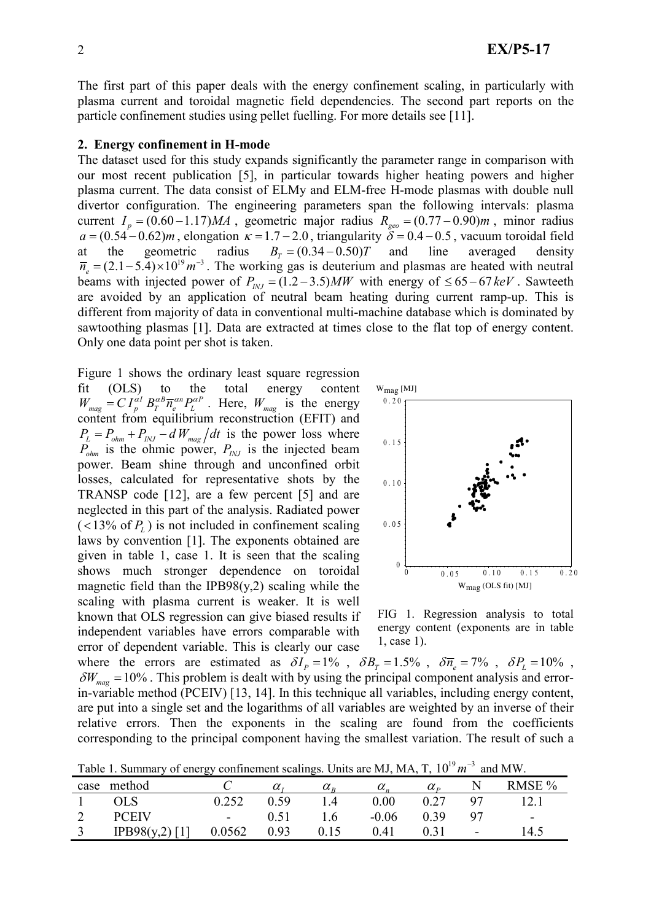The first part of this paper deals with the energy confinement scaling, in particularly with plasma current and toroidal magnetic field dependencies. The second part reports on the particle confinement studies using pellet fuelling. For more details see [11].

## 2. Energy confinement in H-mode

The dataset used for this study expands significantly the parameter range in comparison with our most recent publication [5], in particular towards higher heating powers and higher plasma current. The data consist of ELMy and ELM-free H-mode plasmas with double null divertor configuration. The engineering parameters span the following intervals: plasma current $I_p = (0.60-1.17)MA$, geometric major radius $R_{geo} = (0.77-0.90)m$, minor radius $a = (0.54-0.62)m$, elongation $\kappa = 1.7-2.0$, triangularity $\delta = 0.4-0.5$, vacuum toroidal field at the geometric radius $B_T = (0.34-0.50)T$ and line averaged density $\overline{n}_e = (2.1-5.4)\times 10^{19} m^{-3}$. The working gas is deuterium and plasmas are heated with neutral beams with injected power of $P_{INJ} = (1.2-3.5)MW$ with energy of $\leq 65-67\,keV$. Sawteeth are avoided by an application of neutral beam heating during current ramp-up. This is different from majority of data in conventional multi-machine database which is dominated by sawtoothing plasmas [1]. Data are extracted at times close to the flat top of energy content. Only one data point per shot is taken.

Figure 1 shows the ordinary least square regression fit (OLS) to the total energy content $W_{mag} = C\, I_p^{\alpha I} B_T^{\alpha B} \overline{n}_e^{\alpha n} P_L^{\alpha P}$. Here, $W_{mag}$ is the energy content from equilibrium reconstruction (EFIT) and $P_L = P_{ohm} + P_{INJ} - dW_{mag}/dt$ is the power loss where $P_{ohm}$ is the ohmic power, $P_{INJ}$ is the injected beam power. Beam shine through and unconfined orbit losses, calculated for representative shots by the TRANSP code [12], are a few percent [5] and are neglected in this part of the analysis. Radiated power ($<13\%$ of $P_L$) is not included in confinement scaling laws by convention [1]. The exponents obtained are given in table 1, case 1. It is seen that the scaling shows much stronger dependence on toroidal magnetic field than the IPB98(y,2) scaling while the scaling with plasma current is weaker. It is well known that OLS regression can give biased results if independent variables have errors comparable with error of dependent variable. This is clearly our case where the errors are estimated as $\delta I_P = 1\%$, $\delta B_T = 1.5\%$, $\delta \overline{n}_e = 7\%$, $\delta P_L = 10\%$, $\delta W_{mag} = 10\%$. This problem is dealt with by using the principal component analysis and error-in-variable method (PCEIV) [13, 14]. In this technique all variables, including energy content, are put into a single set and the logarithms of all variables are weighted by an inverse of their relative errors. Then the exponents in the scaling are found from the coefficients corresponding to the principal component having the smallest variation. The result of such a

FIG 1. Regression analysis to total energy content (exponents are in table 1, case 1).

Table 1. Summary of energy confinement scalings. Units are MJ, MA, T, $10^{19} m^{-3}$ and MW.

| case | method | $C$ | $\alpha_I$ | $\alpha_B$ | $\alpha_n$ | $\alpha_P$ | N | RMSE % |
|---|---|---|---|---|---|---|---|---|
| 1 | OLS | 0.252 | 0.59 | 1.4 | 0.00 | 0.27 | 97 | 12.1 |
| 2 | PCEIV | - | 0.51 | 1.6 | -0.06 | 0.39 | 97 | - |
| 3 | IPB98(y,2) [1] | 0.0562 | 0.93 | 0.15 | 0.41 | 0.31 | - | 14.5 |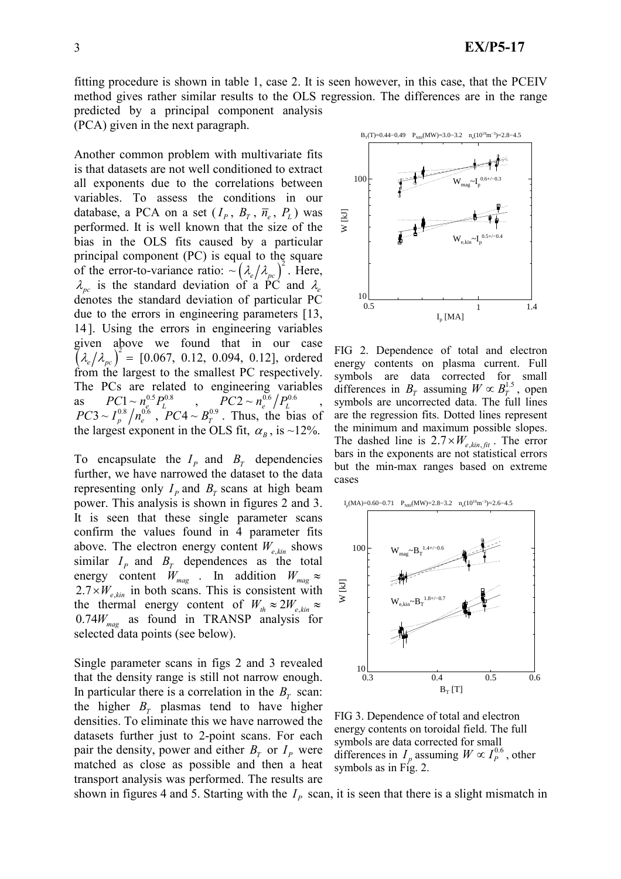fitting procedure is shown in table 1, case 2. It is seen however, in this case, that the PCEIV method gives rather similar results to the OLS regression. The differences are in the range predicted by a principal component analysis (PCA) given in the next paragraph.

Another common problem with multivariate fits is that datasets are not well conditioned to extract all exponents due to the correlations between variables. To assess the conditions in our database, a PCA on a set ($I_P$, $B_T$, $\bar{n}_e$, $P_L$) was performed. It is well known that the size of the bias in the OLS fits caused by a particular principal component (PC) is equal to the square of the error-to-variance ratio: $\sim(\lambda_e/\lambda_{pc})^2$. Here, $\lambda_{pc}$ is the standard deviation of a PC and $\lambda_e$ denotes the standard deviation of particular PC due to the errors in engineering parameters [13, 14]. Using the errors in engineering variables given above we found that in our case $(\lambda_e/\lambda_{pc})^2$ = [0.067, 0.12, 0.094, 0.12], ordered from the largest to the smallest PC respectively. The PCs are related to engineering variables as $PC1 \sim n_e^{0.5} P_L^{0.8}$, $PC2 \sim n_e^{0.6}/P_L^{0.6}$, $PC3 \sim I_p^{0.8}/n_e^{0.6}$, $PC4 \sim B_T^{0.9}$. Thus, the bias of the largest exponent in the OLS fit, $\alpha_B$, is ~12%.

To encapsulate the $I_P$ and $B_T$ dependencies further, we have narrowed the dataset to the data representing only $I_P$ and $B_T$ scans at high beam power. This analysis is shown in figures 2 and 3. It is seen that these single parameter scans confirm the values found in 4 parameter fits above. The electron energy content $W_{e,kin}$ shows similar $I_P$ and $B_T$ dependences as the total energy content $W_{mag}$. In addition $W_{mag} \approx 2.7 \times W_{e,kin}$ in both scans. This is consistent with the thermal energy content of $W_{th} \approx 2W_{e,kin} \approx 0.74W_{mag}$ as found in TRANSP analysis for selected data points (see below).

Single parameter scans in figs 2 and 3 revealed that the density range is still not narrow enough. In particular there is a correlation in the $B_T$ scan: the higher $B_T$ plasmas tend to have higher densities. To eliminate this we have narrowed the datasets further just to 2-point scans. For each pair the density, power and either $B_T$ or $I_P$ were matched as close as possible and then a heat transport analysis was performed. The results are shown in figures 4 and 5. Starting with the $I_P$ scan, it is seen that there is a slight mismatch in

FIG 2. Dependence of total and electron energy contents on plasma current. Full symbols are data corrected for small differences in $B_T$ assuming $W \propto B_T^{1.5}$, open symbols are uncorrected data. The full lines are the regression fits. Dotted lines represent the minimum and maximum possible slopes. The dashed line is $2.7 \times W_{e,kin,fit}$. The error bars in the exponents are not statistical errors but the min-max ranges based on extreme cases

FIG 3. Dependence of total and electron energy contents on toroidal field. The full symbols are data corrected for small differences in $I_p$ assuming $W \propto I_P^{0.6}$, other symbols as in Fig. 2.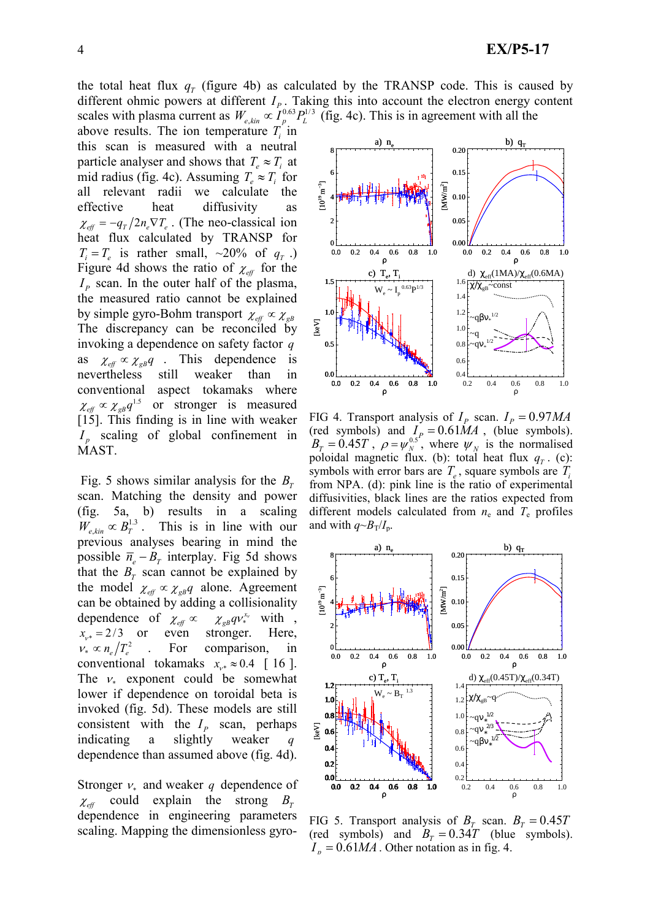the total heat flux $q_T$ (figure 4b) as calculated by the TRANSP code. This is caused by different ohmic powers at different $I_P$. Taking this into account the electron energy content scales with plasma current as $W_{e,kin} \propto I_p^{0.63} P_L^{1/3}$ (fig. 4c). This is in agreement with all the above results. The ion temperature $T_i$ in this scan is measured with a neutral particle analyser and shows that $T_e \approx T_i$ at mid radius (fig. 4c). Assuming $T_e \approx T_i$ for all relevant radii we calculate the effective heat diffusivity as $\chi_{eff} = -q_T / 2n_e \nabla T_e$. (The neo-classical ion heat flux calculated by TRANSP for $T_i = T_e$ is rather small, ~20% of $q_T$.) Figure 4d shows the ratio of $\chi_{eff}$ for the $I_P$ scan. In the outer half of the plasma, the measured ratio cannot be explained by simple gyro-Bohm transport $\chi_{eff} \propto \chi_{gB}$. The discrepancy can be reconciled by invoking a dependence on safety factor $q$ as $\chi_{eff} \propto \chi_{gB} q$. This dependence is nevertheless still weaker than in conventional aspect tokamaks where $\chi_{eff} \propto \chi_{gB} q^{1.5}$ or stronger is measured [15]. This finding is in line with weaker $I_p$ scaling of global confinement in MAST.

FIG 4. Transport analysis of $I_P$ scan. $I_P = 0.97MA$ (red symbols) and $I_P = 0.61MA$, (blue symbols). $B_T = 0.45T$, $\rho = \psi_N^{0.5}$, where $\psi_N$ is the normalised poloidal magnetic flux. (b): total heat flux $q_T$. (c): symbols with error bars are $T_e$, square symbols are $T_i$ from NPA. (d): pink line is the ratio of experimental diffusivities, black lines are the ratios expected from different models calculated from $n_e$ and $T_e$ profiles and with $q \sim B_T/I_p$.

Fig. 5 shows similar analysis for the $B_T$ scan. Matching the density and power (fig. 5a, b) results in a scaling $W_{e,kin} \propto B_T^{1.3}$. This is in line with our previous analyses bearing in mind the possible $\bar{n}_e - B_T$ interplay. Fig 5d shows that the $B_T$ scan cannot be explained by the model $\chi_{eff} \propto \chi_{gB} q$ alone. Agreement can be obtained by adding a collisionality dependence of $\chi_{eff} \propto \chi_{gB} q \nu_*^{x_\nu}$ with , $x_{\nu*} = 2/3$ or even stronger. Here, $\nu_* \propto n_e / T_e^2$. For comparison, in conventional tokamaks $x_{\nu*} \approx 0.4$ [16]. The $\nu_*$ exponent could be somewhat lower if dependence on toroidal beta is invoked (fig. 5d). These models are still consistent with the $I_P$ scan, perhaps indicating a slightly weaker $q$ dependence than assumed above (fig. 4d).

FIG 5. Transport analysis of $B_T$ scan. $B_T = 0.45T$ (red symbols) and $B_T = 0.34T$ (blue symbols). $I_p = 0.61MA$. Other notation as in fig. 4.

Stronger $\nu_*$ and weaker $q$ dependence of $\chi_{eff}$ could explain the strong $B_T$ dependence in engineering parameters scaling. Mapping the dimensionless gyro-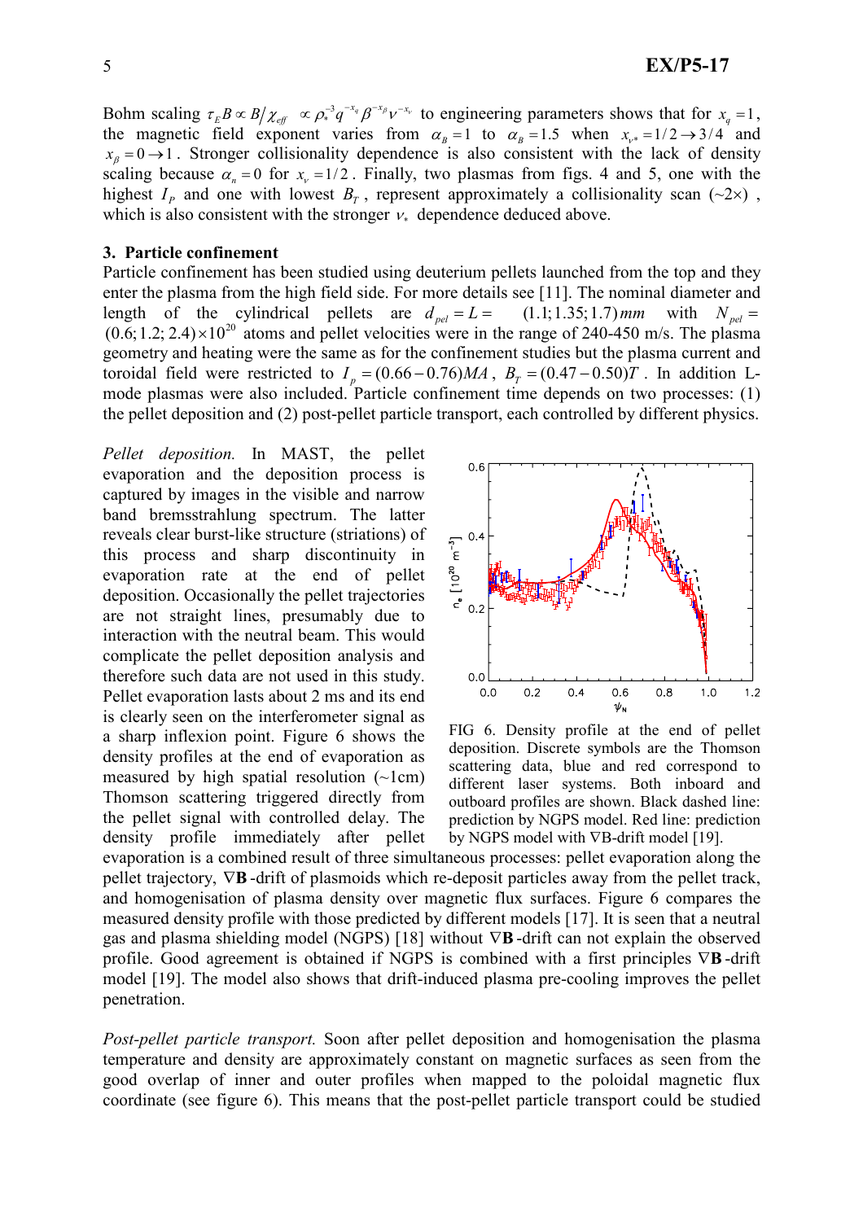Bohm scaling $\tau_E B \propto B/\chi_{eff} \propto \rho_*^{-3} q^{-x_q} \beta^{-x_\beta} \nu^{-x_\nu}$ to engineering parameters shows that for $x_q = 1$, the magnetic field exponent varies from $\alpha_B = 1$ to $\alpha_B = 1.5$ when $x_{\nu*} = 1/2 \rightarrow 3/4$ and $x_\beta = 0 \rightarrow 1$. Stronger collisionality dependence is also consistent with the lack of density scaling because $\alpha_n = 0$ for $x_\nu = 1/2$. Finally, two plasmas from figs. 4 and 5, one with the highest $I_P$ and one with lowest $B_T$, represent approximately a collisionality scan (~2×), which is also consistent with the stronger $\nu_*$ dependence deduced above.

## 3. Particle confinement

Particle confinement has been studied using deuterium pellets launched from the top and they enter the plasma from the high field side. For more details see [11]. The nominal diameter and length of the cylindrical pellets are $d_{pel} = L = (1.1; 1.35; 1.7)\,mm$ with $N_{pel} = (0.6; 1.2; 2.4) \times 10^{20}$ atoms and pellet velocities were in the range of 240-450 m/s. The plasma geometry and heating were the same as for the confinement studies but the plasma current and toroidal field were restricted to $I_p = (0.66 - 0.76)MA$, $B_T = (0.47 - 0.50)T$. In addition L-mode plasmas were also included. Particle confinement time depends on two processes: (1) the pellet deposition and (2) post-pellet particle transport, each controlled by different physics.

*Pellet deposition.* In MAST, the pellet evaporation and the deposition process is captured by images in the visible and narrow band bremsstrahlung spectrum. The latter reveals clear burst-like structure (striations) of this process and sharp discontinuity in evaporation rate at the end of pellet deposition. Occasionally the pellet trajectories are not straight lines, presumably due to interaction with the neutral beam. This would complicate the pellet deposition analysis and therefore such data are not used in this study. Pellet evaporation lasts about 2 ms and its end is clearly seen on the interferometer signal as a sharp inflexion point. Figure 6 shows the density profiles at the end of evaporation as measured by high spatial resolution (~1cm) Thomson scattering triggered directly from the pellet signal with controlled delay. The density profile immediately after pellet evaporation is a combined result of three simultaneous processes: pellet evaporation along the pellet trajectory, $\nabla \mathbf{B}$-drift of plasmoids which re-deposit particles away from the pellet track, and homogenisation of plasma density over magnetic flux surfaces. Figure 6 compares the measured density profile with those predicted by different models [17]. It is seen that a neutral gas and plasma shielding model (NGPS) [18] without $\nabla \mathbf{B}$-drift can not explain the observed profile. Good agreement is obtained if NGPS is combined with a first principles $\nabla \mathbf{B}$-drift model [19]. The model also shows that drift-induced plasma pre-cooling improves the pellet penetration.

FIG 6. Density profile at the end of pellet deposition. Discrete symbols are the Thomson scattering data, blue and red correspond to different laser systems. Both inboard and outboard profiles are shown. Black dashed line: prediction by NGPS model. Red line: prediction by NGPS model with ∇B-drift model [19].

*Post-pellet particle transport.* Soon after pellet deposition and homogenisation the plasma temperature and density are approximately constant on magnetic surfaces as seen from the good overlap of inner and outer profiles when mapped to the poloidal magnetic flux coordinate (see figure 6). This means that the post-pellet particle transport could be studied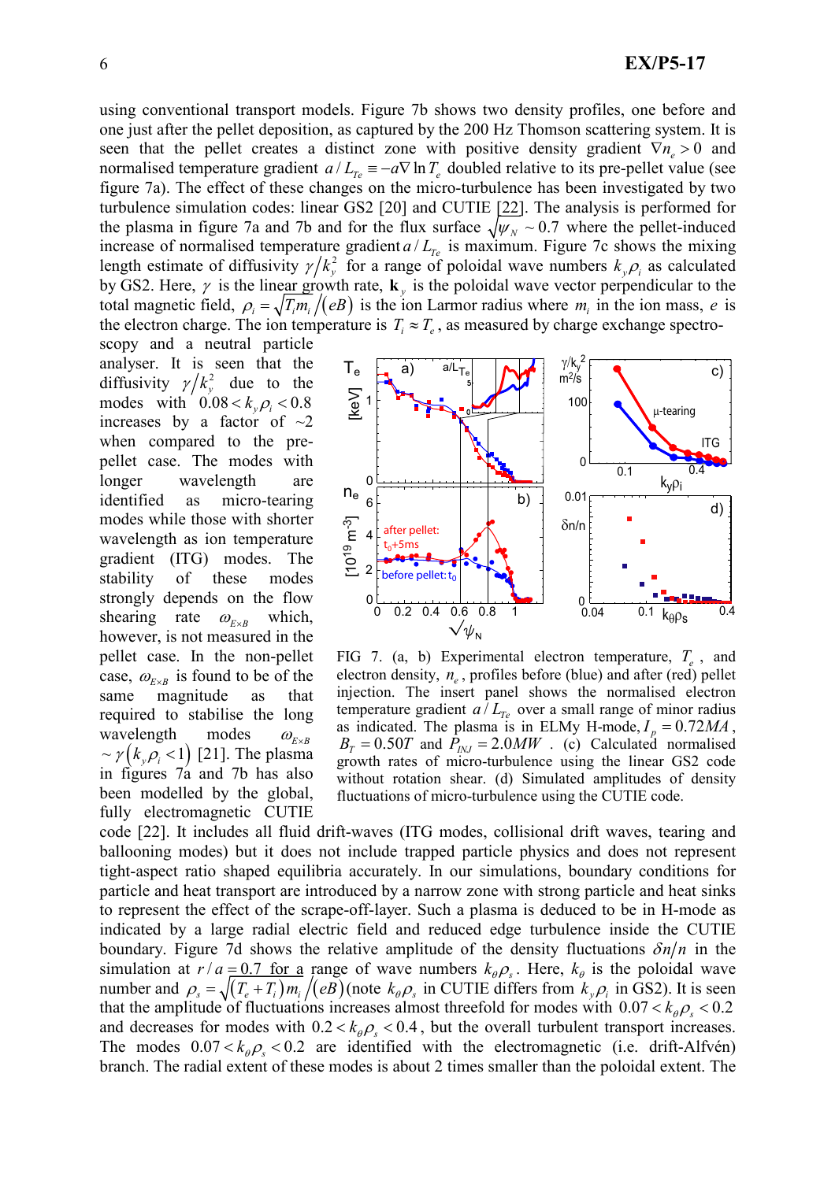using conventional transport models. Figure 7b shows two density profiles, one before and one just after the pellet deposition, as captured by the 200 Hz Thomson scattering system. It is seen that the pellet creates a distinct zone with positive density gradient $\nabla n_e > 0$ and normalised temperature gradient $a/L_{Te} \equiv -a\nabla \ln T_e$ doubled relative to its pre-pellet value (see figure 7a). The effect of these changes on the micro-turbulence has been investigated by two turbulence simulation codes: linear GS2 [20] and CUTIE [22]. The analysis is performed for the plasma in figure 7a and 7b and for the flux surface $\sqrt{\psi_N} \sim 0.7$ where the pellet-induced increase of normalised temperature gradient $a/L_{Te}$ is maximum. Figure 7c shows the mixing length estimate of diffusivity $\gamma/k_y^2$ for a range of poloidal wave numbers $k_y\rho_i$ as calculated by GS2. Here, $\gamma$ is the linear growth rate, $\mathbf{k}_y$ is the poloidal wave vector perpendicular to the total magnetic field, $\rho_i = \sqrt{T_i m_i}/(eB)$ is the ion Larmor radius where $m_i$ in the ion mass, $e$ is the electron charge. The ion temperature is $T_i \approx T_e$, as measured by charge exchange spectroscopy and a neutral particle analyser. It is seen that the diffusivity $\gamma/k_y^2$ due to the modes with $0.08 < k_y\rho_i < 0.8$ increases by a factor of ~2 when compared to the pre-pellet case. The modes with longer wavelength are identified as micro-tearing modes while those with shorter wavelength as ion temperature gradient (ITG) modes. The stability of these modes strongly depends on the flow shearing rate $\omega_{E\times B}$ which, however, is not measured in the pellet case. In the non-pellet case, $\omega_{E\times B}$ is found to be of the same magnitude as that required to stabilise the long wavelength modes $\omega_{E\times B} \sim \gamma(k_y\rho_i < 1)$ [21]. The plasma in figures 7a and 7b has also been modelled by the global, fully electromagnetic CUTIE code [22]. It includes all fluid drift-waves (ITG modes, collisional drift waves, tearing and ballooning modes) but it does not include trapped particle physics and does not represent tight-aspect ratio shaped equilibria accurately. In our simulations, boundary conditions for particle and heat transport are introduced by a narrow zone with strong particle and heat sinks to represent the effect of the scrape-off-layer. Such a plasma is deduced to be in H-mode as indicated by a large radial electric field and reduced edge turbulence inside the CUTIE boundary. Figure 7d shows the relative amplitude of the density fluctuations $\delta n/n$ in the simulation at $r/a = 0.7$ for a range of wave numbers $k_\theta\rho_s$. Here, $k_\theta$ is the poloidal wave number and $\rho_s = \sqrt{(T_e + T_i)m_i}/(eB)$ (note $k_\theta\rho_s$ in CUTIE differs from $k_y\rho_i$ in GS2). It is seen that the amplitude of fluctuations increases almost threefold for modes with $0.07 < k_\theta\rho_s < 0.2$ and decreases for modes with $0.2 < k_\theta\rho_s < 0.4$, but the overall turbulent transport increases. The modes $0.07 < k_\theta\rho_s < 0.2$ are identified with the electromagnetic (i.e. drift-Alfvén) branch. The radial extent of these modes is about 2 times smaller than the poloidal extent. The

FIG 7. (a, b) Experimental electron temperature, $T_e$, and electron density, $n_e$, profiles before (blue) and after (red) pellet injection. The insert panel shows the normalised electron temperature gradient $a/L_{Te}$ over a small range of minor radius as indicated. The plasma is in ELMy H-mode, $I_p = 0.72MA$, $B_T = 0.50T$ and $P_{INJ} = 2.0MW$. (c) Calculated normalised growth rates of micro-turbulence using the linear GS2 code without rotation shear. (d) Simulated amplitudes of density fluctuations of micro-turbulence using the CUTIE code.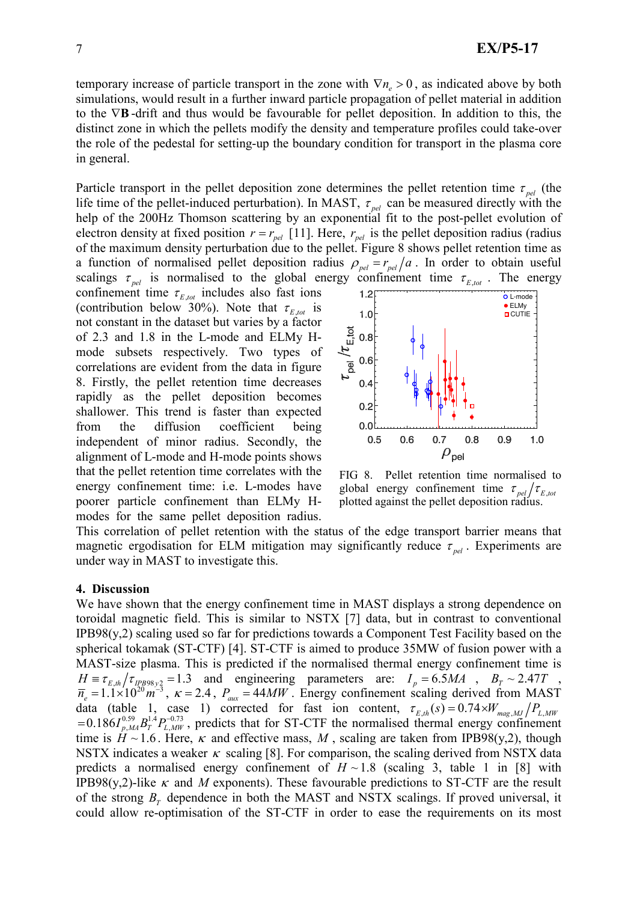temporary increase of particle transport in the zone with $\nabla n_e > 0$, as indicated above by both simulations, would result in a further inward particle propagation of pellet material in addition to the $\nabla\mathbf{B}$-drift and thus would be favourable for pellet deposition. In addition to this, the distinct zone in which the pellets modify the density and temperature profiles could take-over the role of the pedestal for setting-up the boundary condition for transport in the plasma core in general.

Particle transport in the pellet deposition zone determines the pellet retention time $\tau_{pel}$ (the life time of the pellet-induced perturbation). In MAST, $\tau_{pel}$ can be measured directly with the help of the 200Hz Thomson scattering by an exponential fit to the post-pellet evolution of electron density at fixed position $r = r_{pel}$ [11]. Here, $r_{pel}$ is the pellet deposition radius (radius of the maximum density perturbation due to the pellet. Figure 8 shows pellet retention time as a function of normalised pellet deposition radius $\rho_{pel} = r_{pel}/a$. In order to obtain useful scalings $\tau_{pel}$ is normalised to the global energy confinement time $\tau_{E,tot}$. The energy confinement time $\tau_{E,tot}$ includes also fast ions (contribution below 30%). Note that $\tau_{E,tot}$ is not constant in the dataset but varies by a factor of 2.3 and 1.8 in the L-mode and ELMy H-mode subsets respectively. Two types of correlations are evident from the data in figure 8. Firstly, the pellet retention time decreases rapidly as the pellet deposition becomes shallower. This trend is faster than expected from the diffusion coefficient being independent of minor radius. Secondly, the alignment of L-mode and H-mode points shows that the pellet retention time correlates with the energy confinement time: i.e. L-modes have poorer particle confinement than ELMy H-modes for the same pellet deposition radius. This correlation of pellet retention with the status of the edge transport barrier means that magnetic ergodisation for ELM mitigation may significantly reduce $\tau_{pel}$. Experiments are under way in MAST to investigate this.

FIG 8. Pellet retention time normalised to global energy confinement time $\tau_{pel}/\tau_{E,tot}$ plotted against the pellet deposition radius.

## 4. Discussion

We have shown that the energy confinement time in MAST displays a strong dependence on toroidal magnetic field. This is similar to NSTX [7] data, but in contrast to conventional IPB98(y,2) scaling used so far for predictions towards a Component Test Facility based on the spherical tokamak (ST-CTF) [4]. ST-CTF is aimed to produce 35MW of fusion power with a MAST-size plasma. This is predicted if the normalised thermal energy confinement time is $H \equiv \tau_{E,th}/\tau_{IPB98y2} = 1.3$ and engineering parameters are: $I_p = 6.5MA$, $B_T \sim 2.47T$, $\bar{n}_e = 1.1\times10^{20}m^{-3}$, $\kappa = 2.4$, $P_{aux} = 44MW$. Energy confinement scaling derived from MAST data (table 1, case 1) corrected for fast ion content, $\tau_{E,th}(s) = 0.74\times W_{mag,MJ}/P_{L,MW}$ $= 0.186 I_{p,MA}^{0.59} B_T^{1.4} P_{L,MW}^{-0.73}$, predicts that for ST-CTF the normalised thermal energy confinement time is $H \sim 1.6$. Here, $\kappa$ and effective mass, $M$, scaling are taken from IPB98(y,2), though NSTX indicates a weaker $\kappa$ scaling [8]. For comparison, the scaling derived from NSTX data predicts a normalised energy confinement of $H \sim 1.8$ (scaling 3, table 1 in [8] with IPB98(y,2)-like $\kappa$ and $M$ exponents). These favourable predictions to ST-CTF are the result of the strong $B_T$ dependence in both the MAST and NSTX scalings. If proved universal, it could allow re-optimisation of the ST-CTF in order to ease the requirements on its most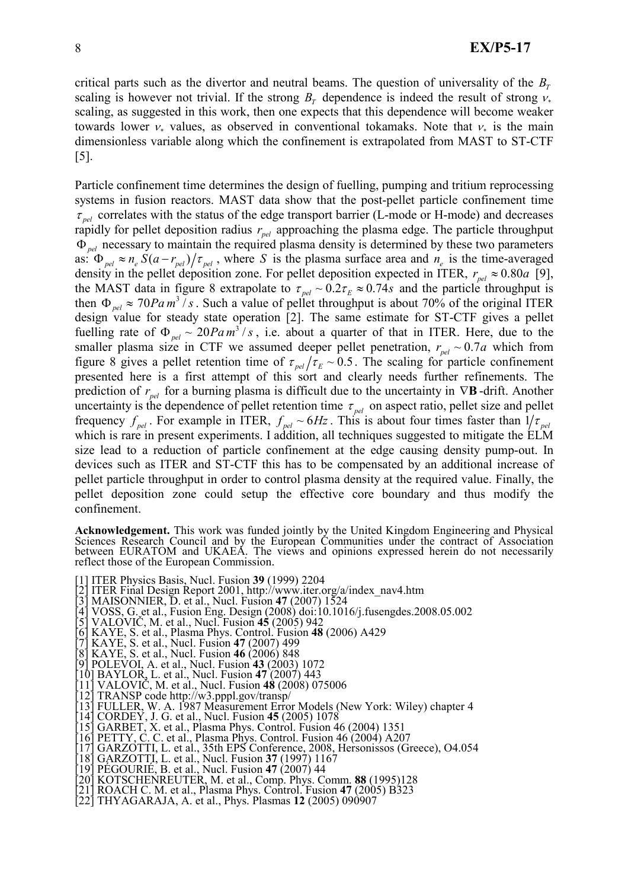critical parts such as the divertor and neutral beams. The question of universality of the $B_T$ scaling is however not trivial. If the strong $B_T$ dependence is indeed the result of strong $\nu_*$ scaling, as suggested in this work, then one expects that this dependence will become weaker towards lower $\nu_*$ values, as observed in conventional tokamaks. Note that $\nu_*$ is the main dimensionless variable along which the confinement is extrapolated from MAST to ST-CTF [5].

Particle confinement time determines the design of fuelling, pumping and tritium reprocessing systems in fusion reactors. MAST data show that the post-pellet particle confinement time $\tau_{pel}$ correlates with the status of the edge transport barrier (L-mode or H-mode) and decreases rapidly for pellet deposition radius $r_{pel}$ approaching the plasma edge. The particle throughput $\Phi_{pel}$ necessary to maintain the required plasma density is determined by these two parameters as: $\Phi_{pel} \approx n_e S(a - r_{pel})/\tau_{pel}$, where $S$ is the plasma surface area and $n_e$ is the time-averaged density in the pellet deposition zone. For pellet deposition expected in ITER, $r_{pel} \approx 0.80a$ [9], the MAST data in figure 8 extrapolate to $\tau_{pel} \sim 0.2\tau_E \approx 0.74s$ and the particle throughput is then $\Phi_{pel} \approx 70 Pa\, m^3/s$. Such a value of pellet throughput is about 70% of the original ITER design value for steady state operation [2]. The same estimate for ST-CTF gives a pellet fuelling rate of $\Phi_{pel} \sim 20 Pa\, m^3/s$, i.e. about a quarter of that in ITER. Here, due to the smaller plasma size in CTF we assumed deeper pellet penetration, $r_{pel} \sim 0.7a$ which from figure 8 gives a pellet retention time of $\tau_{pel}/\tau_E \sim 0.5$. The scaling for particle confinement presented here is a first attempt of this sort and clearly needs further refinements. The prediction of $r_{pel}$ for a burning plasma is difficult due to the uncertainty in $\nabla\mathbf{B}$-drift. Another uncertainty is the dependence of pellet retention time $\tau_{pel}$ on aspect ratio, pellet size and pellet frequency $f_{pel}$. For example in ITER, $f_{pel} \sim 6Hz$. This is about four times faster than $1/\tau_{pel}$ which is rare in present experiments. I addition, all techniques suggested to mitigate the ELM size lead to a reduction of particle confinement at the edge causing density pump-out. In devices such as ITER and ST-CTF this has to be compensated by an additional increase of pellet particle throughput in order to control plasma density at the required value. Finally, the pellet deposition zone could setup the effective core boundary and thus modify the confinement.

**Acknowledgement.** This work was funded jointly by the United Kingdom Engineering and Physical Sciences Research Council and by the European Communities under the contract of Association between EURATOM and UKAEA. The views and opinions expressed herein do not necessarily reflect those of the European Commission.

[1] ITER Physics Basis, Nucl. Fusion **39** (1999) 2204
[2] ITER Final Design Report 2001, http://www.iter.org/a/index_nav4.htm
[3] MAISONNIER, D. et al., Nucl. Fusion **47** (2007) 1524
[4] VOSS, G. et al., Fusion Eng. Design (2008) doi:10.1016/j.fusengdes.2008.05.002
[5] VALOVIČ, M. et al., Nucl. Fusion **45** (2005) 942
[6] KAYE, S. et al., Plasma Phys. Control. Fusion **48** (2006) A429
[7] KAYE, S. et al., Nucl. Fusion **47** (2007) 499
[8] KAYE, S. et al., Nucl. Fusion **46** (2006) 848
[9] POLEVOI, A. et al., Nucl. Fusion **43** (2003) 1072
[10] BAYLOR, L. et al., Nucl. Fusion **47** (2007) 443
[11] VALOVIČ, M. et al., Nucl. Fusion **48** (2008) 075006
[12] TRANSP code http://w3.pppl.gov/transp/
[13] FULLER, W. A. 1987 Measurement Error Models (New York: Wiley) chapter 4
[14] CORDEY, J. G. et al., Nucl. Fusion **45** (2005) 1078
[15] GARBET, X. et al., Plasma Phys. Control. Fusion 46 (2004) 1351
[16] PETTY, C. C. et al., Plasma Phys. Control. Fusion 46 (2004) A207
[17] GARZOTTI, L. et al., 35th EPS Conference, 2008, Hersonissos (Greece), O4.054
[18] GARZOTTI, L. et al., Nucl. Fusion **37** (1997) 1167
[19] PÉGOURIÉ, B. et al., Nucl. Fusion **47** (2007) 44
[20] KOTSCHENREUTER, M. et al., Comp. Phys. Comm. **88** (1995)128
[21] ROACH C. M. et al., Plasma Phys. Control. Fusion **47** (2005) B323
[22] THYAGARAJA, A. et al., Phys. Plasmas **12** (2005) 090907